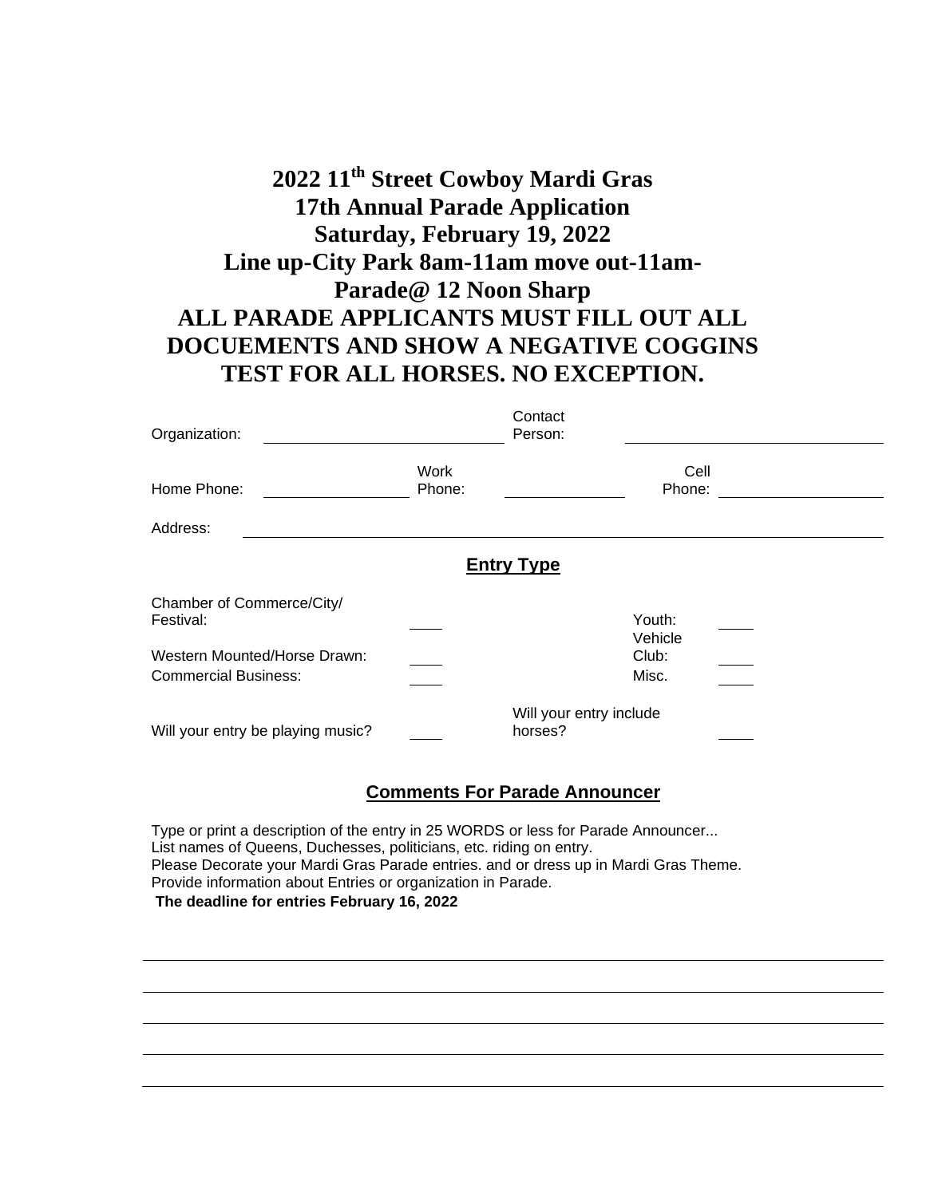# 2022 11th Street Cowboy Mardi Gras
# 17th Annual Parade Application
# Saturday, February 19, 2022
# Line up-City Park 8am-11am move out-11am-
# Parade@ 12 Noon Sharp

**ALL PARADE APPLICANTS MUST FILL OUT ALL DOCUEMENTS AND SHOW A NEGATIVE COGGINS TEST FOR ALL HORSES. NO EXCEPTION.**

Organization: ____________________ Contact Person: ____________________

Home Phone: ____________ Work Phone: ____________ Cell Phone: ____________

Address: ________________________________________________

## Entry Type

Chamber of Commerce/City/ Festival: ____ Youth: ____

Western Mounted/Horse Drawn: ____ Vehicle Club: ____

Commercial Business: ____ Misc. ____

Will your entry be playing music? ____ Will your entry include horses? ____

## Comments For Parade Announcer

Type or print a description of the entry in 25 WORDS or less for Parade Announcer...
List names of Queens, Duchesses, politicians, etc. riding on entry.
Please Decorate your Mardi Gras Parade entries. and or dress up in Mardi Gras Theme.
Provide information about Entries or organization in Parade.

**The deadline for entries February 16, 2022**

________________________________________________

________________________________________________

________________________________________________

________________________________________________

________________________________________________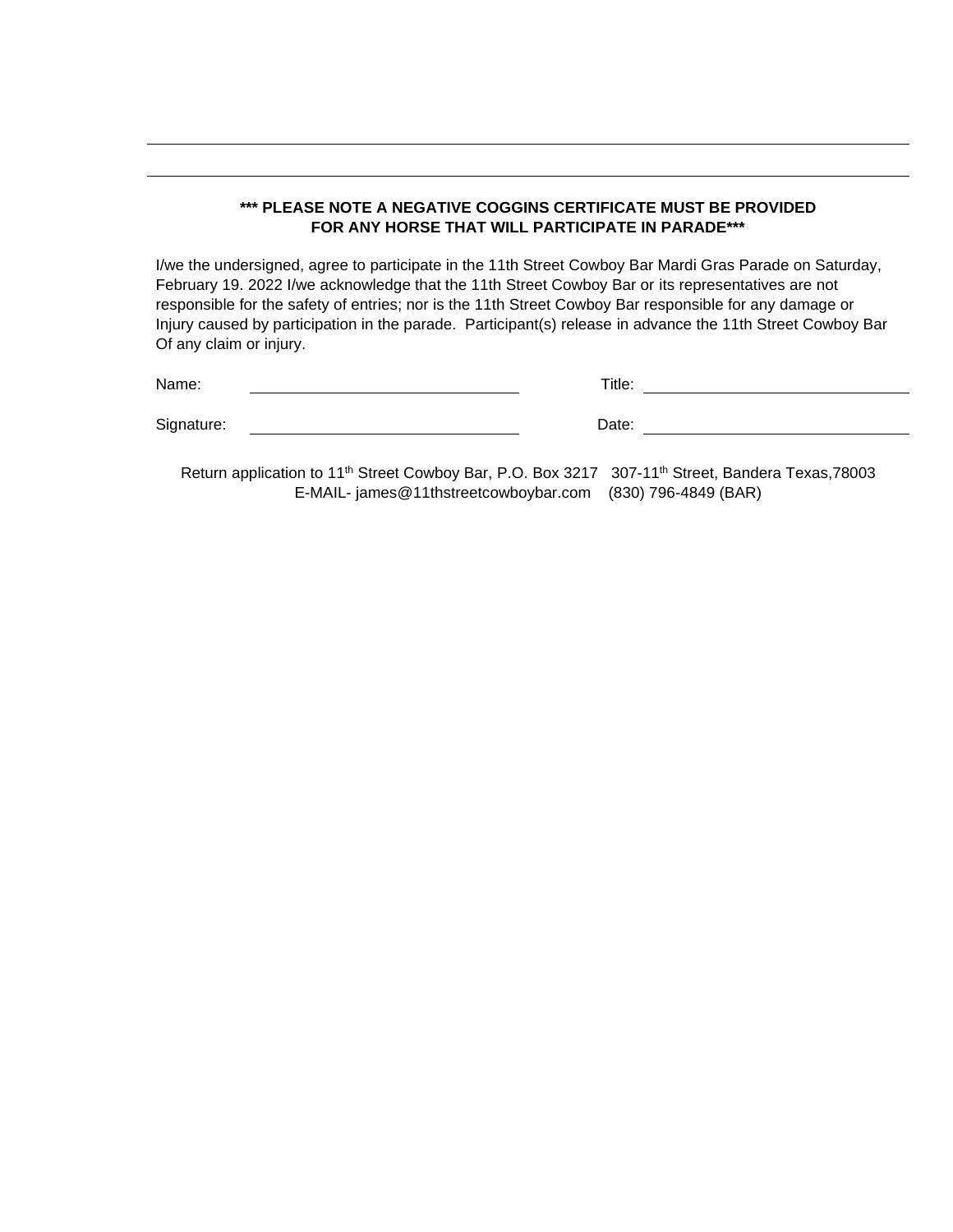**\*\*\* PLEASE NOTE A NEGATIVE COGGINS CERTIFICATE MUST BE PROVIDED FOR ANY HORSE THAT WILL PARTICIPATE IN PARADE\*\*\***

I/we the undersigned, agree to participate in the 11th Street Cowboy Bar Mardi Gras Parade on Saturday, February 19. 2022 I/we acknowledge that the 11th Street Cowboy Bar or its representatives are not responsible for the safety of entries; nor is the 11th Street Cowboy Bar responsible for any damage or Injury caused by participation in the parade. Participant(s) release in advance the 11th Street Cowboy Bar Of any claim or injury.

Name: ______________________________ Title: ______________________________

Signature: ______________________________ Date: ______________________________

Return application to 11th Street Cowboy Bar, P.O. Box 3217 307-11th Street, Bandera Texas,78003
E-MAIL- james@11thstreetcowboybar.com (830) 796-4849 (BAR)